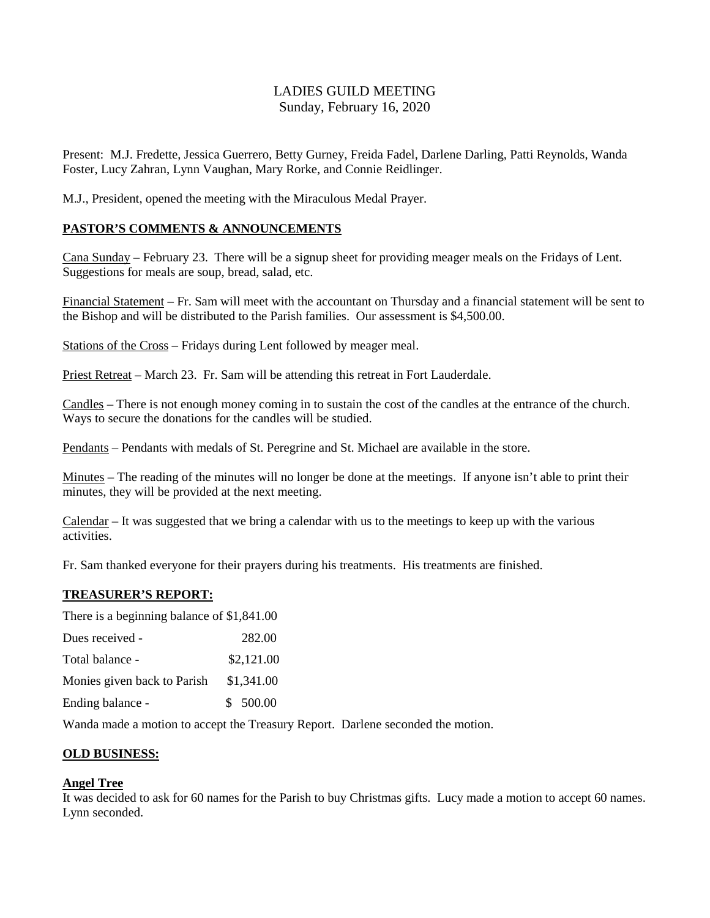# LADIES GUILD MEETING
Sunday, February 16, 2020

Present: M.J. Fredette, Jessica Guerrero, Betty Gurney, Freida Fadel, Darlene Darling, Patti Reynolds, Wanda Foster, Lucy Zahran, Lynn Vaughan, Mary Rorke, and Connie Reidlinger.

M.J., President, opened the meeting with the Miraculous Medal Prayer.

## PASTOR'S COMMENTS & ANNOUNCEMENTS

Cana Sunday – February 23. There will be a signup sheet for providing meager meals on the Fridays of Lent. Suggestions for meals are soup, bread, salad, etc.

Financial Statement – Fr. Sam will meet with the accountant on Thursday and a financial statement will be sent to the Bishop and will be distributed to the Parish families. Our assessment is $4,500.00.

Stations of the Cross – Fridays during Lent followed by meager meal.

Priest Retreat – March 23. Fr. Sam will be attending this retreat in Fort Lauderdale.

Candles – There is not enough money coming in to sustain the cost of the candles at the entrance of the church. Ways to secure the donations for the candles will be studied.

Pendants – Pendants with medals of St. Peregrine and St. Michael are available in the store.

Minutes – The reading of the minutes will no longer be done at the meetings. If anyone isn't able to print their minutes, they will be provided at the next meeting.

Calendar – It was suggested that we bring a calendar with us to the meetings to keep up with the various activities.

Fr. Sam thanked everyone for their prayers during his treatments. His treatments are finished.

## TREASURER'S REPORT:

| | |
|---|---|
| There is a beginning balance of | $1,841.00 |
| Dues received - | 282.00 |
| Total balance - | $2,121.00 |
| Monies given back to Parish | $1,341.00 |
| Ending balance - | $ 500.00 |

Wanda made a motion to accept the Treasury Report. Darlene seconded the motion.

## OLD BUSINESS:

### Angel Tree

It was decided to ask for 60 names for the Parish to buy Christmas gifts. Lucy made a motion to accept 60 names. Lynn seconded.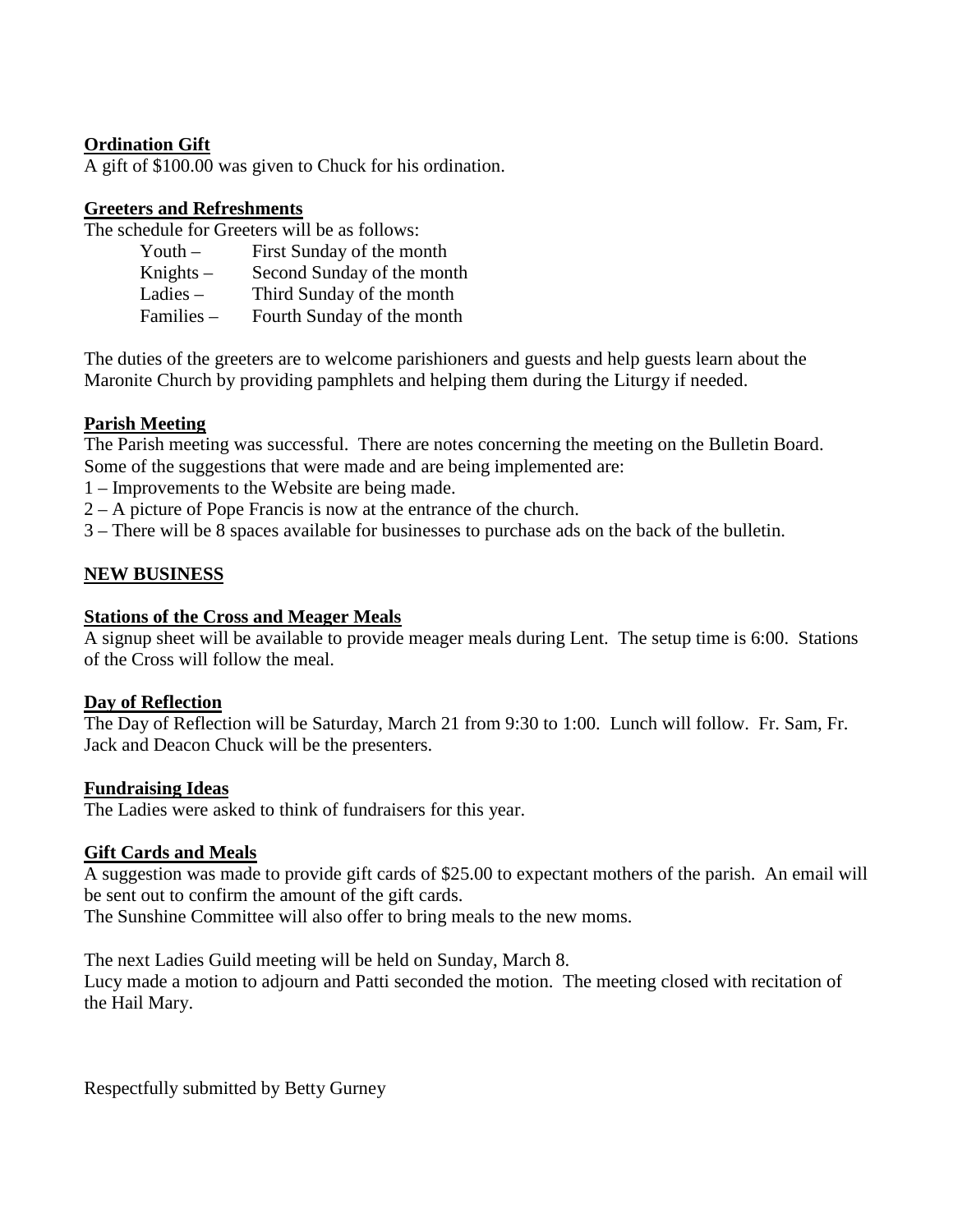**Ordination Gift**

A gift of $100.00 was given to Chuck for his ordination.

**Greeters and Refreshments**

The schedule for Greeters will be as follows:

| | |
|---|---|
| Youth – | First Sunday of the month |
| Knights – | Second Sunday of the month |
| Ladies – | Third Sunday of the month |
| Families – | Fourth Sunday of the month |

The duties of the greeters are to welcome parishioners and guests and help guests learn about the Maronite Church by providing pamphlets and helping them during the Liturgy if needed.

**Parish Meeting**

The Parish meeting was successful. There are notes concerning the meeting on the Bulletin Board. Some of the suggestions that were made and are being implemented are:

1 – Improvements to the Website are being made.
2 – A picture of Pope Francis is now at the entrance of the church.
3 – There will be 8 spaces available for businesses to purchase ads on the back of the bulletin.

**NEW BUSINESS**

**Stations of the Cross and Meager Meals**

A signup sheet will be available to provide meager meals during Lent. The setup time is 6:00. Stations of the Cross will follow the meal.

**Day of Reflection**

The Day of Reflection will be Saturday, March 21 from 9:30 to 1:00. Lunch will follow. Fr. Sam, Fr. Jack and Deacon Chuck will be the presenters.

**Fundraising Ideas**

The Ladies were asked to think of fundraisers for this year.

**Gift Cards and Meals**

A suggestion was made to provide gift cards of $25.00 to expectant mothers of the parish. An email will be sent out to confirm the amount of the gift cards.
The Sunshine Committee will also offer to bring meals to the new moms.

The next Ladies Guild meeting will be held on Sunday, March 8.
Lucy made a motion to adjourn and Patti seconded the motion. The meeting closed with recitation of the Hail Mary.

Respectfully submitted by Betty Gurney